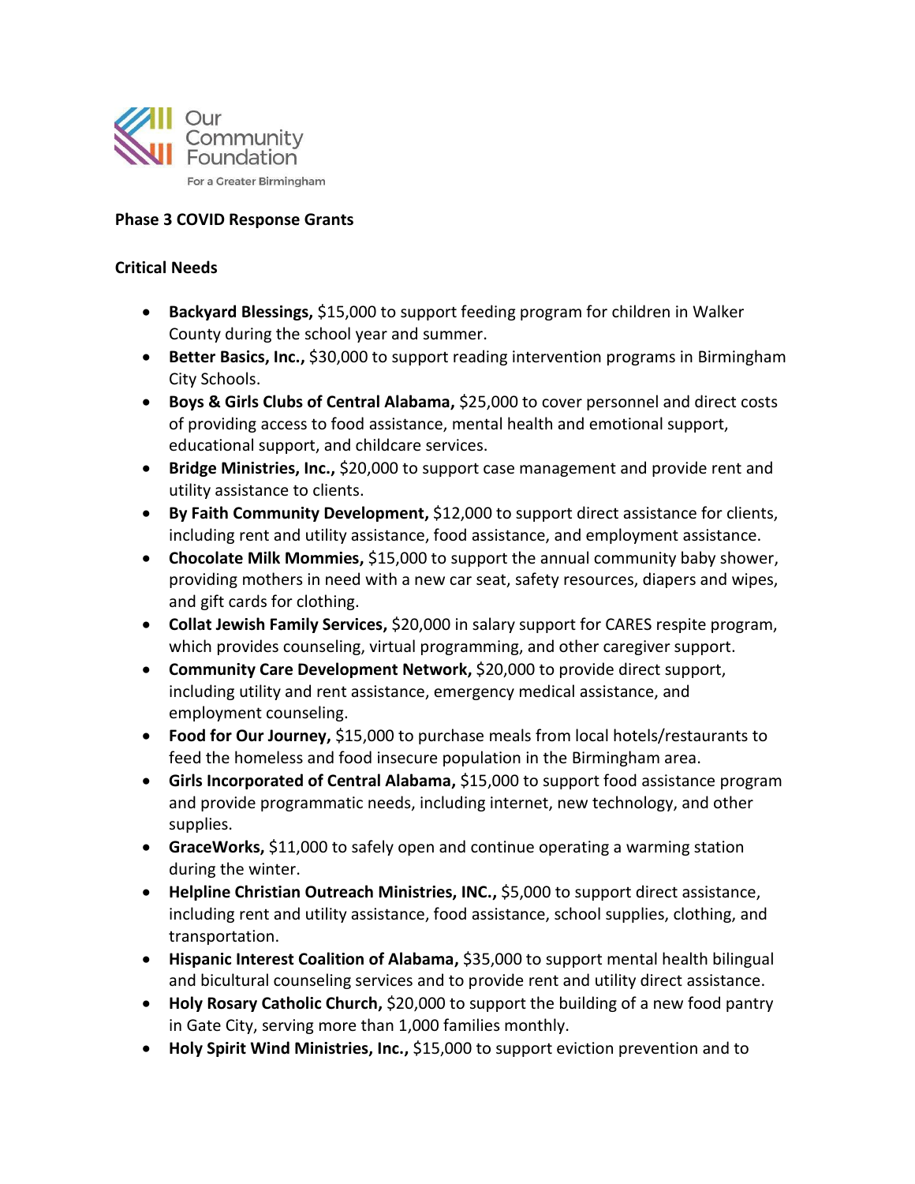Our Community Foundation
For a Greater Birmingham

**Phase 3 COVID Response Grants**

**Critical Needs**

- **Backyard Blessings,** $15,000 to support feeding program for children in Walker County during the school year and summer.
- **Better Basics, Inc.,** $30,000 to support reading intervention programs in Birmingham City Schools.
- **Boys & Girls Clubs of Central Alabama,** $25,000 to cover personnel and direct costs of providing access to food assistance, mental health and emotional support, educational support, and childcare services.
- **Bridge Ministries, Inc.,** $20,000 to support case management and provide rent and utility assistance to clients.
- **By Faith Community Development,** $12,000 to support direct assistance for clients, including rent and utility assistance, food assistance, and employment assistance.
- **Chocolate Milk Mommies,** $15,000 to support the annual community baby shower, providing mothers in need with a new car seat, safety resources, diapers and wipes, and gift cards for clothing.
- **Collat Jewish Family Services,** $20,000 in salary support for CARES respite program, which provides counseling, virtual programming, and other caregiver support.
- **Community Care Development Network,** $20,000 to provide direct support, including utility and rent assistance, emergency medical assistance, and employment counseling.
- **Food for Our Journey,** $15,000 to purchase meals from local hotels/restaurants to feed the homeless and food insecure population in the Birmingham area.
- **Girls Incorporated of Central Alabama,** $15,000 to support food assistance program and provide programmatic needs, including internet, new technology, and other supplies.
- **GraceWorks,** $11,000 to safely open and continue operating a warming station during the winter.
- **Helpline Christian Outreach Ministries, INC.,** $5,000 to support direct assistance, including rent and utility assistance, food assistance, school supplies, clothing, and transportation.
- **Hispanic Interest Coalition of Alabama,** $35,000 to support mental health bilingual and bicultural counseling services and to provide rent and utility direct assistance.
- **Holy Rosary Catholic Church,** $20,000 to support the building of a new food pantry in Gate City, serving more than 1,000 families monthly.
- **Holy Spirit Wind Ministries, Inc.,** $15,000 to support eviction prevention and to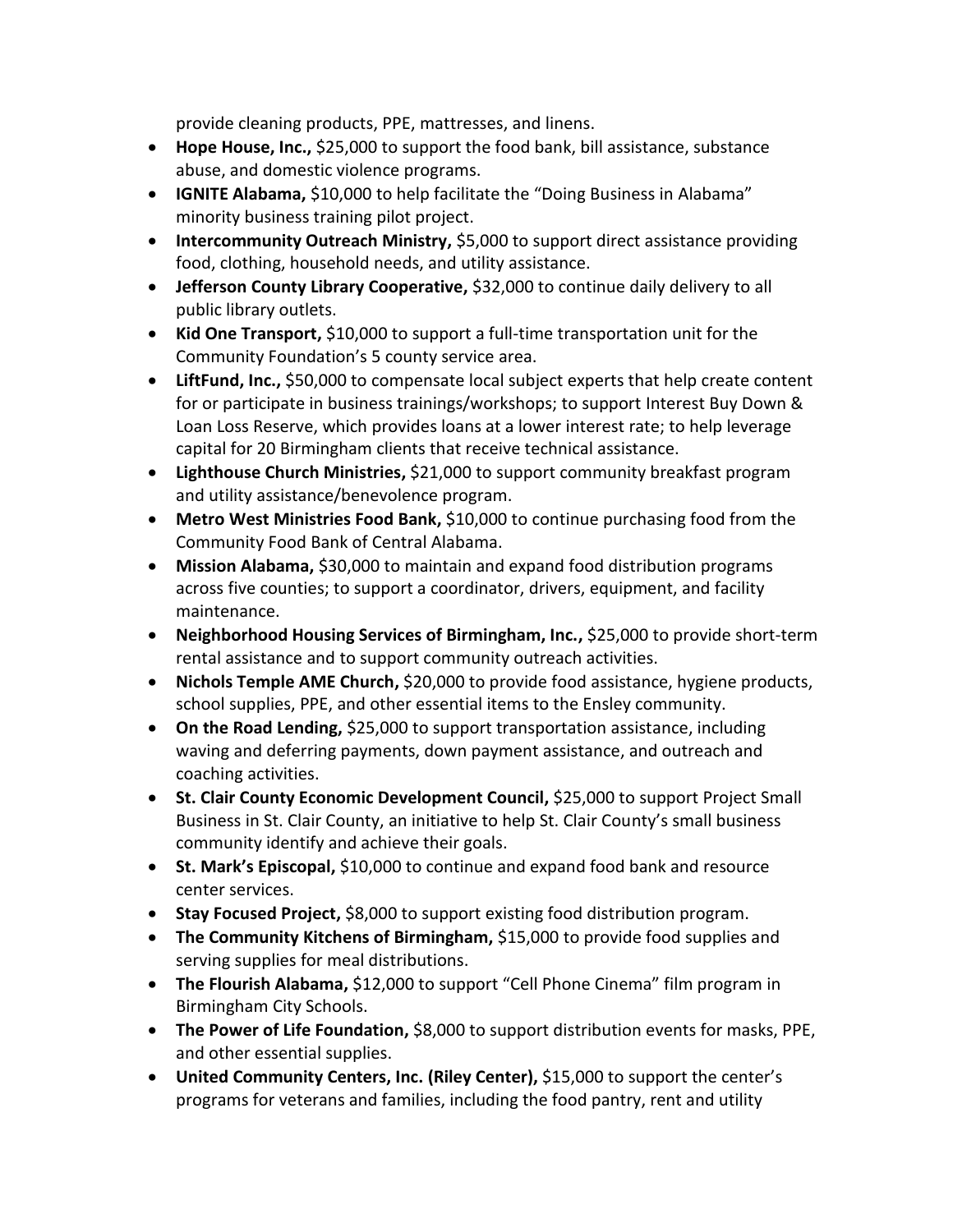provide cleaning products, PPE, mattresses, and linens.

- **Hope House, Inc.,** $25,000 to support the food bank, bill assistance, substance abuse, and domestic violence programs.
- **IGNITE Alabama,** $10,000 to help facilitate the "Doing Business in Alabama" minority business training pilot project.
- **Intercommunity Outreach Ministry,** $5,000 to support direct assistance providing food, clothing, household needs, and utility assistance.
- **Jefferson County Library Cooperative,** $32,000 to continue daily delivery to all public library outlets.
- **Kid One Transport,** $10,000 to support a full-time transportation unit for the Community Foundation's 5 county service area.
- **LiftFund, Inc.,** $50,000 to compensate local subject experts that help create content for or participate in business trainings/workshops; to support Interest Buy Down & Loan Loss Reserve, which provides loans at a lower interest rate; to help leverage capital for 20 Birmingham clients that receive technical assistance.
- **Lighthouse Church Ministries,** $21,000 to support community breakfast program and utility assistance/benevolence program.
- **Metro West Ministries Food Bank,** $10,000 to continue purchasing food from the Community Food Bank of Central Alabama.
- **Mission Alabama,** $30,000 to maintain and expand food distribution programs across five counties; to support a coordinator, drivers, equipment, and facility maintenance.
- **Neighborhood Housing Services of Birmingham, Inc.,** $25,000 to provide short-term rental assistance and to support community outreach activities.
- **Nichols Temple AME Church,** $20,000 to provide food assistance, hygiene products, school supplies, PPE, and other essential items to the Ensley community.
- **On the Road Lending,** $25,000 to support transportation assistance, including waving and deferring payments, down payment assistance, and outreach and coaching activities.
- **St. Clair County Economic Development Council,** $25,000 to support Project Small Business in St. Clair County, an initiative to help St. Clair County's small business community identify and achieve their goals.
- **St. Mark's Episcopal,** $10,000 to continue and expand food bank and resource center services.
- **Stay Focused Project,** $8,000 to support existing food distribution program.
- **The Community Kitchens of Birmingham,** $15,000 to provide food supplies and serving supplies for meal distributions.
- **The Flourish Alabama,** $12,000 to support "Cell Phone Cinema" film program in Birmingham City Schools.
- **The Power of Life Foundation,** $8,000 to support distribution events for masks, PPE, and other essential supplies.
- **United Community Centers, Inc. (Riley Center),** $15,000 to support the center's programs for veterans and families, including the food pantry, rent and utility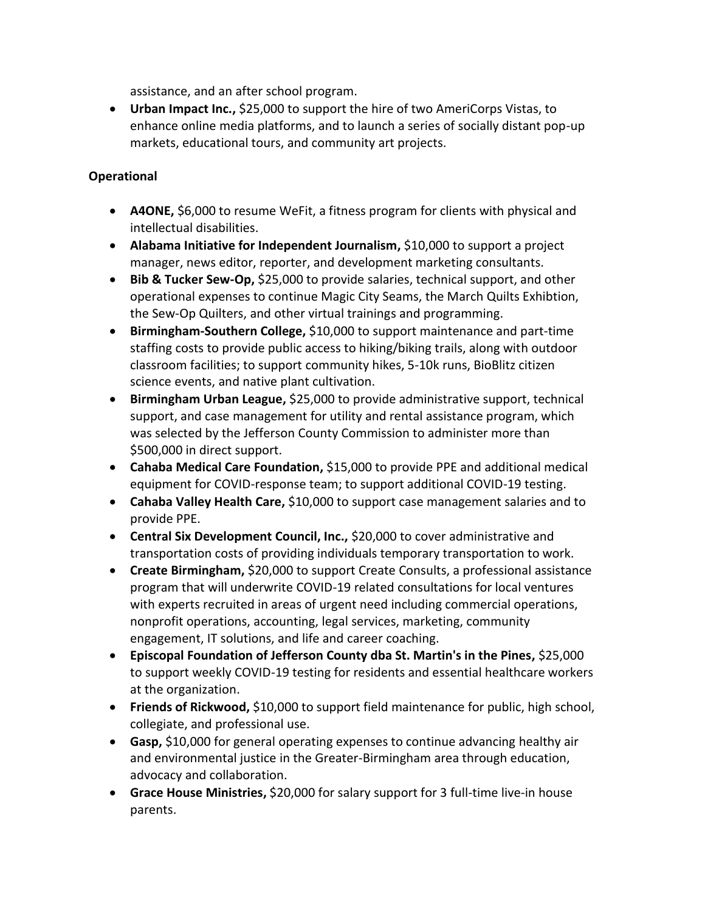assistance, and an after school program.

- **Urban Impact Inc.,** $25,000 to support the hire of two AmeriCorps Vistas, to enhance online media platforms, and to launch a series of socially distant pop-up markets, educational tours, and community art projects.

**Operational**

- **A4ONE,** $6,000 to resume WeFit, a fitness program for clients with physical and intellectual disabilities.
- **Alabama Initiative for Independent Journalism,** $10,000 to support a project manager, news editor, reporter, and development marketing consultants.
- **Bib & Tucker Sew-Op,** $25,000 to provide salaries, technical support, and other operational expenses to continue Magic City Seams, the March Quilts Exhibtion, the Sew-Op Quilters, and other virtual trainings and programming.
- **Birmingham-Southern College,** $10,000 to support maintenance and part-time staffing costs to provide public access to hiking/biking trails, along with outdoor classroom facilities; to support community hikes, 5-10k runs, BioBlitz citizen science events, and native plant cultivation.
- **Birmingham Urban League,** $25,000 to provide administrative support, technical support, and case management for utility and rental assistance program, which was selected by the Jefferson County Commission to administer more than $500,000 in direct support.
- **Cahaba Medical Care Foundation,** $15,000 to provide PPE and additional medical equipment for COVID-response team; to support additional COVID-19 testing.
- **Cahaba Valley Health Care,** $10,000 to support case management salaries and to provide PPE.
- **Central Six Development Council, Inc.,** $20,000 to cover administrative and transportation costs of providing individuals temporary transportation to work.
- **Create Birmingham,** $20,000 to support Create Consults, a professional assistance program that will underwrite COVID-19 related consultations for local ventures with experts recruited in areas of urgent need including commercial operations, nonprofit operations, accounting, legal services, marketing, community engagement, IT solutions, and life and career coaching.
- **Episcopal Foundation of Jefferson County dba St. Martin's in the Pines,** $25,000 to support weekly COVID-19 testing for residents and essential healthcare workers at the organization.
- **Friends of Rickwood,** $10,000 to support field maintenance for public, high school, collegiate, and professional use.
- **Gasp,** $10,000 for general operating expenses to continue advancing healthy air and environmental justice in the Greater-Birmingham area through education, advocacy and collaboration.
- **Grace House Ministries,** $20,000 for salary support for 3 full-time live-in house parents.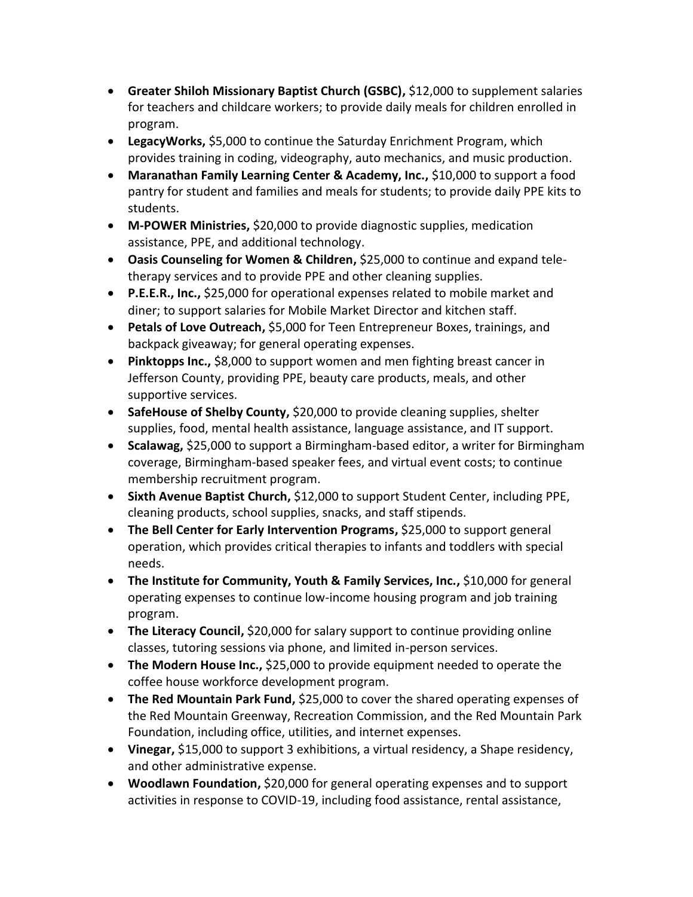- **Greater Shiloh Missionary Baptist Church (GSBC),** $12,000 to supplement salaries for teachers and childcare workers; to provide daily meals for children enrolled in program.
- **LegacyWorks,** $5,000 to continue the Saturday Enrichment Program, which provides training in coding, videography, auto mechanics, and music production.
- **Maranathan Family Learning Center & Academy, Inc.,** $10,000 to support a food pantry for student and families and meals for students; to provide daily PPE kits to students.
- **M-POWER Ministries,** $20,000 to provide diagnostic supplies, medication assistance, PPE, and additional technology.
- **Oasis Counseling for Women & Children,** $25,000 to continue and expand tele-therapy services and to provide PPE and other cleaning supplies.
- **P.E.E.R., Inc.,** $25,000 for operational expenses related to mobile market and diner; to support salaries for Mobile Market Director and kitchen staff.
- **Petals of Love Outreach,** $5,000 for Teen Entrepreneur Boxes, trainings, and backpack giveaway; for general operating expenses.
- **Pinktopps Inc.,** $8,000 to support women and men fighting breast cancer in Jefferson County, providing PPE, beauty care products, meals, and other supportive services.
- **SafeHouse of Shelby County,** $20,000 to provide cleaning supplies, shelter supplies, food, mental health assistance, language assistance, and IT support.
- **Scalawag,** $25,000 to support a Birmingham-based editor, a writer for Birmingham coverage, Birmingham-based speaker fees, and virtual event costs; to continue membership recruitment program.
- **Sixth Avenue Baptist Church,** $12,000 to support Student Center, including PPE, cleaning products, school supplies, snacks, and staff stipends.
- **The Bell Center for Early Intervention Programs,** $25,000 to support general operation, which provides critical therapies to infants and toddlers with special needs.
- **The Institute for Community, Youth & Family Services, Inc.,** $10,000 for general operating expenses to continue low-income housing program and job training program.
- **The Literacy Council,** $20,000 for salary support to continue providing online classes, tutoring sessions via phone, and limited in-person services.
- **The Modern House Inc.,** $25,000 to provide equipment needed to operate the coffee house workforce development program.
- **The Red Mountain Park Fund,** $25,000 to cover the shared operating expenses of the Red Mountain Greenway, Recreation Commission, and the Red Mountain Park Foundation, including office, utilities, and internet expenses.
- **Vinegar,** $15,000 to support 3 exhibitions, a virtual residency, a Shape residency, and other administrative expense.
- **Woodlawn Foundation,** $20,000 for general operating expenses and to support activities in response to COVID-19, including food assistance, rental assistance,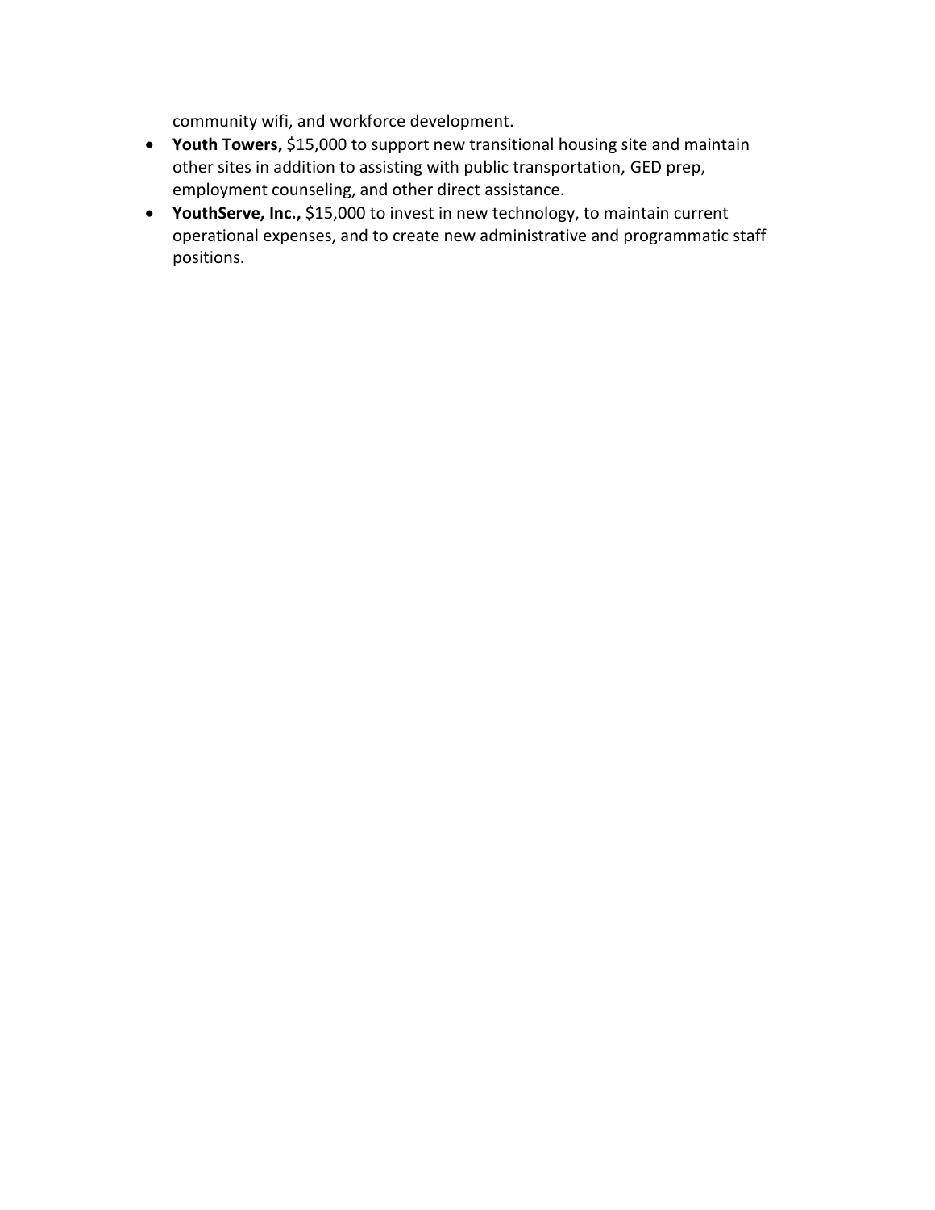community wifi, and workforce development.

- **Youth Towers,** $15,000 to support new transitional housing site and maintain other sites in addition to assisting with public transportation, GED prep, employment counseling, and other direct assistance.
- **YouthServe, Inc.,** $15,000 to invest in new technology, to maintain current operational expenses, and to create new administrative and programmatic staff positions.